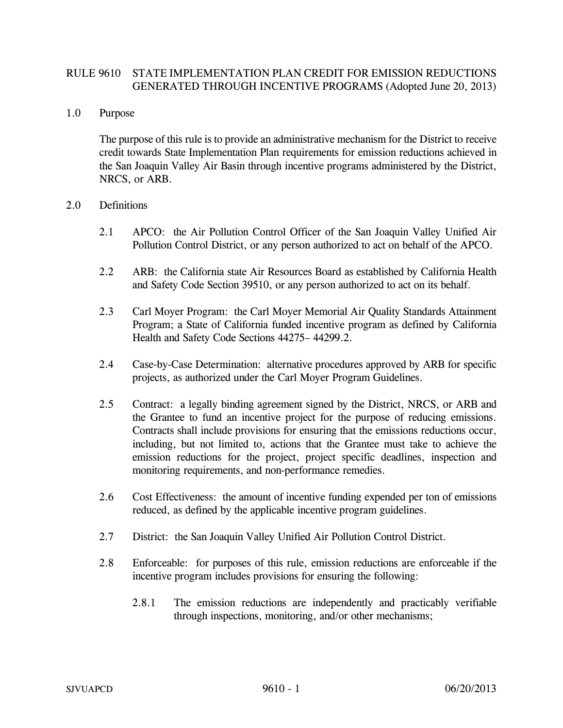# RULE 9610 STATE IMPLEMENTATION PLAN CREDIT FOR EMISSION REDUCTIONS GENERATED THROUGH INCENTIVE PROGRAMS (Adopted June 20, 2013)

## 1.0 Purpose

The purpose of this rule is to provide an administrative mechanism for the District to receive credit towards State Implementation Plan requirements for emission reductions achieved in the San Joaquin Valley Air Basin through incentive programs administered by the District, NRCS, or ARB.

## 2.0 Definitions

2.1 APCO: the Air Pollution Control Officer of the San Joaquin Valley Unified Air Pollution Control District, or any person authorized to act on behalf of the APCO.

2.2 ARB: the California state Air Resources Board as established by California Health and Safety Code Section 39510, or any person authorized to act on its behalf.

2.3 Carl Moyer Program: the Carl Moyer Memorial Air Quality Standards Attainment Program; a State of California funded incentive program as defined by California Health and Safety Code Sections 44275– 44299.2.

2.4 Case-by-Case Determination: alternative procedures approved by ARB for specific projects, as authorized under the Carl Moyer Program Guidelines.

2.5 Contract: a legally binding agreement signed by the District, NRCS, or ARB and the Grantee to fund an incentive project for the purpose of reducing emissions. Contracts shall include provisions for ensuring that the emissions reductions occur, including, but not limited to, actions that the Grantee must take to achieve the emission reductions for the project, project specific deadlines, inspection and monitoring requirements, and non-performance remedies.

2.6 Cost Effectiveness: the amount of incentive funding expended per ton of emissions reduced, as defined by the applicable incentive program guidelines.

2.7 District: the San Joaquin Valley Unified Air Pollution Control District.

2.8 Enforceable: for purposes of this rule, emission reductions are enforceable if the incentive program includes provisions for ensuring the following:

2.8.1 The emission reductions are independently and practicably verifiable through inspections, monitoring, and/or other mechanisms;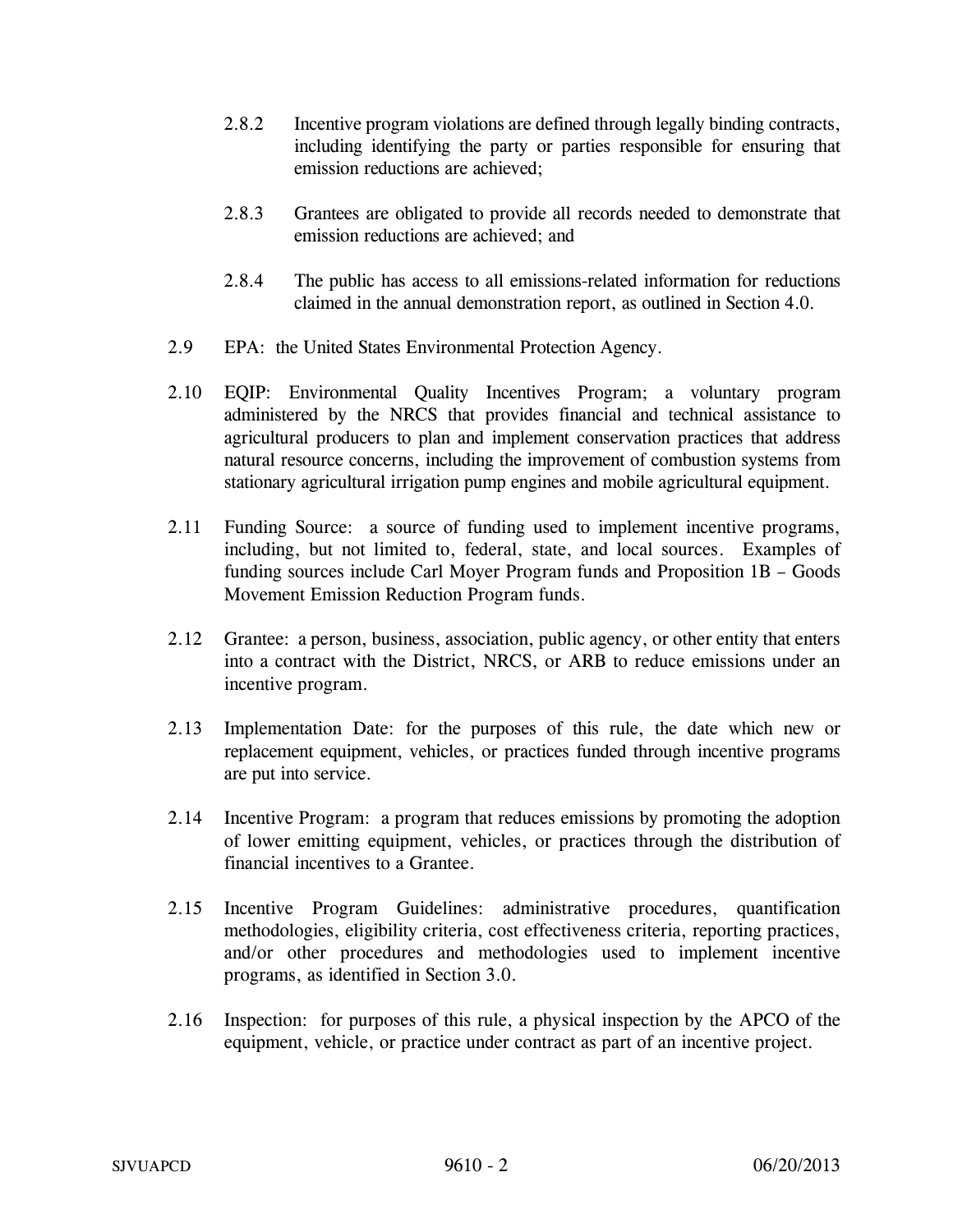2.8.2 Incentive program violations are defined through legally binding contracts, including identifying the party or parties responsible for ensuring that emission reductions are achieved;

2.8.3 Grantees are obligated to provide all records needed to demonstrate that emission reductions are achieved; and

2.8.4 The public has access to all emissions-related information for reductions claimed in the annual demonstration report, as outlined in Section 4.0.

2.9 EPA: the United States Environmental Protection Agency.

2.10 EQIP: Environmental Quality Incentives Program; a voluntary program administered by the NRCS that provides financial and technical assistance to agricultural producers to plan and implement conservation practices that address natural resource concerns, including the improvement of combustion systems from stationary agricultural irrigation pump engines and mobile agricultural equipment.

2.11 Funding Source: a source of funding used to implement incentive programs, including, but not limited to, federal, state, and local sources. Examples of funding sources include Carl Moyer Program funds and Proposition 1B – Goods Movement Emission Reduction Program funds.

2.12 Grantee: a person, business, association, public agency, or other entity that enters into a contract with the District, NRCS, or ARB to reduce emissions under an incentive program.

2.13 Implementation Date: for the purposes of this rule, the date which new or replacement equipment, vehicles, or practices funded through incentive programs are put into service.

2.14 Incentive Program: a program that reduces emissions by promoting the adoption of lower emitting equipment, vehicles, or practices through the distribution of financial incentives to a Grantee.

2.15 Incentive Program Guidelines: administrative procedures, quantification methodologies, eligibility criteria, cost effectiveness criteria, reporting practices, and/or other procedures and methodologies used to implement incentive programs, as identified in Section 3.0.

2.16 Inspection: for purposes of this rule, a physical inspection by the APCO of the equipment, vehicle, or practice under contract as part of an incentive project.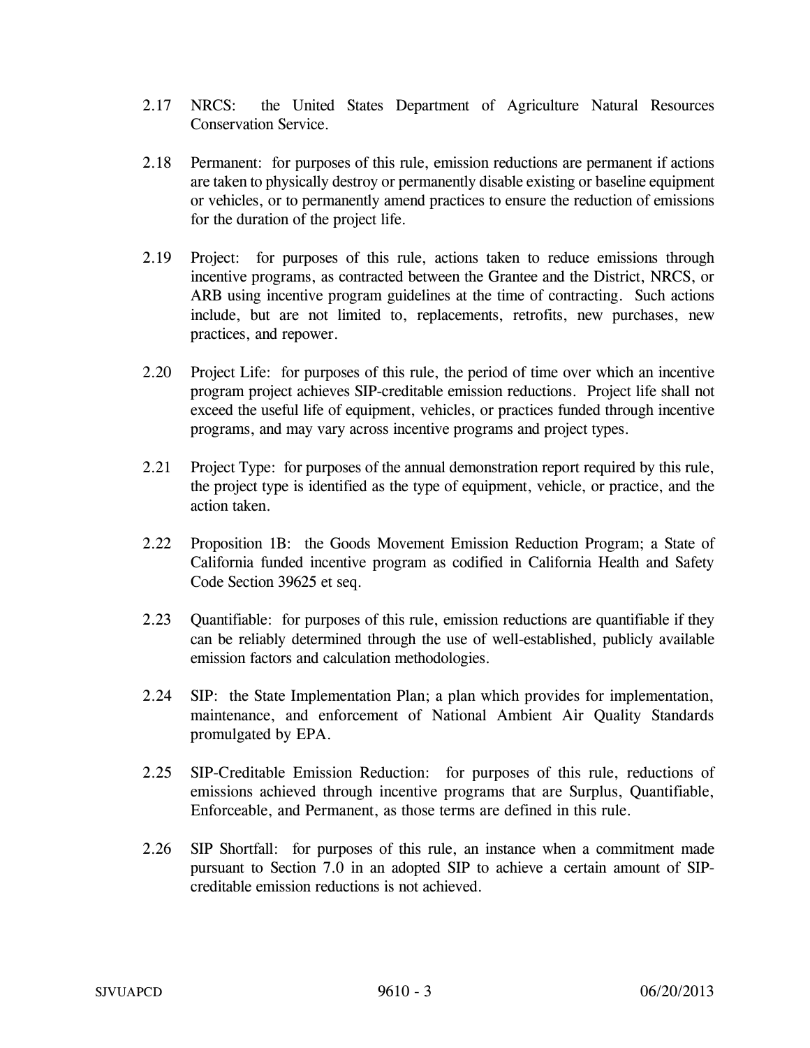2.17 NRCS: the United States Department of Agriculture Natural Resources Conservation Service.

2.18 Permanent: for purposes of this rule, emission reductions are permanent if actions are taken to physically destroy or permanently disable existing or baseline equipment or vehicles, or to permanently amend practices to ensure the reduction of emissions for the duration of the project life.

2.19 Project: for purposes of this rule, actions taken to reduce emissions through incentive programs, as contracted between the Grantee and the District, NRCS, or ARB using incentive program guidelines at the time of contracting. Such actions include, but are not limited to, replacements, retrofits, new purchases, new practices, and repower.

2.20 Project Life: for purposes of this rule, the period of time over which an incentive program project achieves SIP-creditable emission reductions. Project life shall not exceed the useful life of equipment, vehicles, or practices funded through incentive programs, and may vary across incentive programs and project types.

2.21 Project Type: for purposes of the annual demonstration report required by this rule, the project type is identified as the type of equipment, vehicle, or practice, and the action taken.

2.22 Proposition 1B: the Goods Movement Emission Reduction Program; a State of California funded incentive program as codified in California Health and Safety Code Section 39625 et seq.

2.23 Quantifiable: for purposes of this rule, emission reductions are quantifiable if they can be reliably determined through the use of well-established, publicly available emission factors and calculation methodologies.

2.24 SIP: the State Implementation Plan; a plan which provides for implementation, maintenance, and enforcement of National Ambient Air Quality Standards promulgated by EPA.

2.25 SIP-Creditable Emission Reduction: for purposes of this rule, reductions of emissions achieved through incentive programs that are Surplus, Quantifiable, Enforceable, and Permanent, as those terms are defined in this rule.

2.26 SIP Shortfall: for purposes of this rule, an instance when a commitment made pursuant to Section 7.0 in an adopted SIP to achieve a certain amount of SIP-creditable emission reductions is not achieved.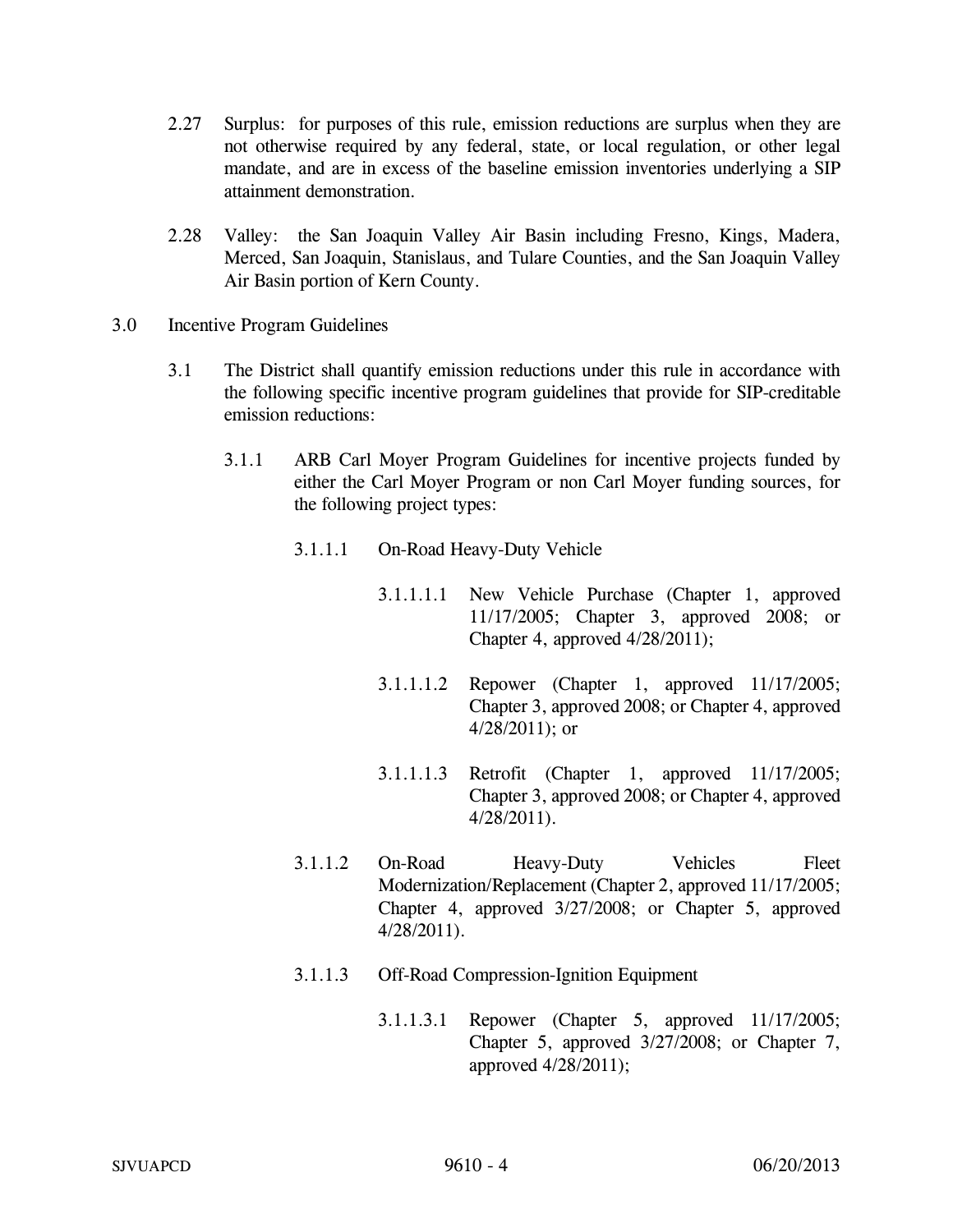2.27 Surplus: for purposes of this rule, emission reductions are surplus when they are not otherwise required by any federal, state, or local regulation, or other legal mandate, and are in excess of the baseline emission inventories underlying a SIP attainment demonstration.

2.28 Valley: the San Joaquin Valley Air Basin including Fresno, Kings, Madera, Merced, San Joaquin, Stanislaus, and Tulare Counties, and the San Joaquin Valley Air Basin portion of Kern County.

3.0 Incentive Program Guidelines

3.1 The District shall quantify emission reductions under this rule in accordance with the following specific incentive program guidelines that provide for SIP-creditable emission reductions:

3.1.1 ARB Carl Moyer Program Guidelines for incentive projects funded by either the Carl Moyer Program or non Carl Moyer funding sources, for the following project types:

3.1.1.1 On-Road Heavy-Duty Vehicle

3.1.1.1.1 New Vehicle Purchase (Chapter 1, approved 11/17/2005; Chapter 3, approved 2008; or Chapter 4, approved 4/28/2011);

3.1.1.1.2 Repower (Chapter 1, approved 11/17/2005; Chapter 3, approved 2008; or Chapter 4, approved 4/28/2011); or

3.1.1.1.3 Retrofit (Chapter 1, approved 11/17/2005; Chapter 3, approved 2008; or Chapter 4, approved 4/28/2011).

3.1.1.2 On-Road Heavy-Duty Vehicles Fleet Modernization/Replacement (Chapter 2, approved 11/17/2005; Chapter 4, approved 3/27/2008; or Chapter 5, approved 4/28/2011).

3.1.1.3 Off-Road Compression-Ignition Equipment

3.1.1.3.1 Repower (Chapter 5, approved 11/17/2005; Chapter 5, approved 3/27/2008; or Chapter 7, approved 4/28/2011);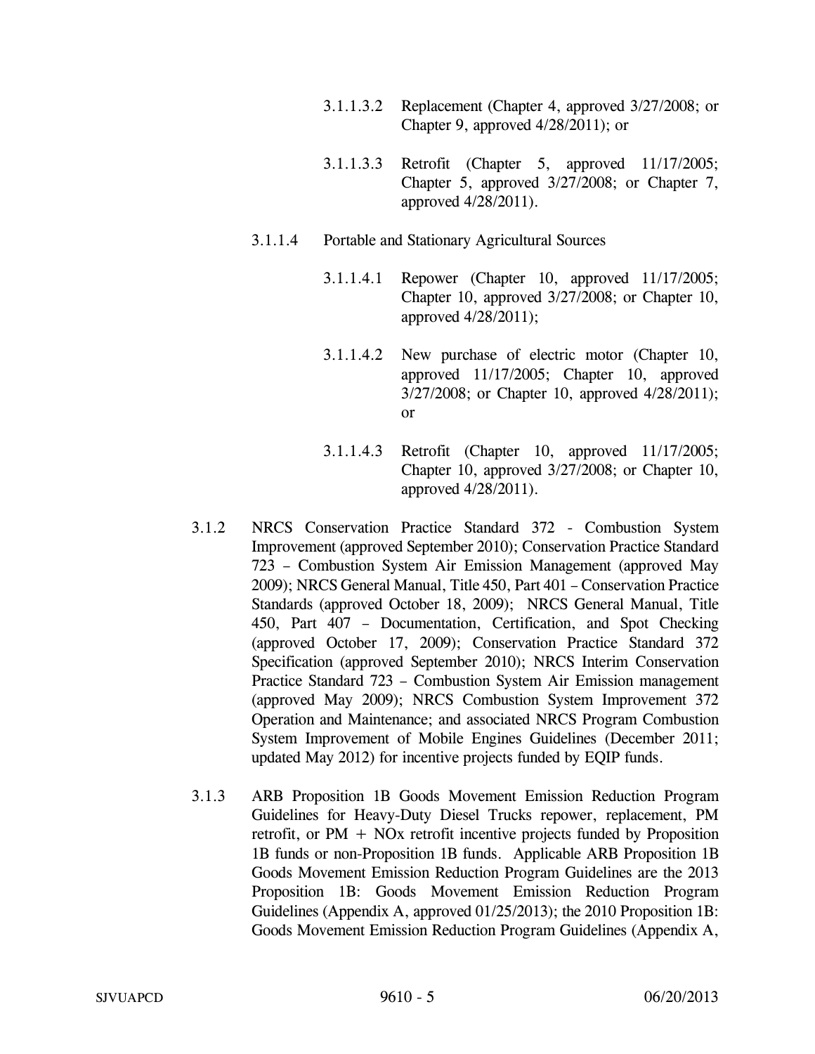3.1.1.3.2 Replacement (Chapter 4, approved 3/27/2008; or Chapter 9, approved 4/28/2011); or

3.1.1.3.3 Retrofit (Chapter 5, approved 11/17/2005; Chapter 5, approved 3/27/2008; or Chapter 7, approved 4/28/2011).

3.1.1.4 Portable and Stationary Agricultural Sources

3.1.1.4.1 Repower (Chapter 10, approved 11/17/2005; Chapter 10, approved 3/27/2008; or Chapter 10, approved 4/28/2011);

3.1.1.4.2 New purchase of electric motor (Chapter 10, approved 11/17/2005; Chapter 10, approved 3/27/2008; or Chapter 10, approved 4/28/2011); or

3.1.1.4.3 Retrofit (Chapter 10, approved 11/17/2005; Chapter 10, approved 3/27/2008; or Chapter 10, approved 4/28/2011).

3.1.2 NRCS Conservation Practice Standard 372 - Combustion System Improvement (approved September 2010); Conservation Practice Standard 723 – Combustion System Air Emission Management (approved May 2009); NRCS General Manual, Title 450, Part 401 – Conservation Practice Standards (approved October 18, 2009); NRCS General Manual, Title 450, Part 407 – Documentation, Certification, and Spot Checking (approved October 17, 2009); Conservation Practice Standard 372 Specification (approved September 2010); NRCS Interim Conservation Practice Standard 723 – Combustion System Air Emission management (approved May 2009); NRCS Combustion System Improvement 372 Operation and Maintenance; and associated NRCS Program Combustion System Improvement of Mobile Engines Guidelines (December 2011; updated May 2012) for incentive projects funded by EQIP funds.

3.1.3 ARB Proposition 1B Goods Movement Emission Reduction Program Guidelines for Heavy-Duty Diesel Trucks repower, replacement, PM retrofit, or PM + NOx retrofit incentive projects funded by Proposition 1B funds or non-Proposition 1B funds. Applicable ARB Proposition 1B Goods Movement Emission Reduction Program Guidelines are the 2013 Proposition 1B: Goods Movement Emission Reduction Program Guidelines (Appendix A, approved 01/25/2013); the 2010 Proposition 1B: Goods Movement Emission Reduction Program Guidelines (Appendix A,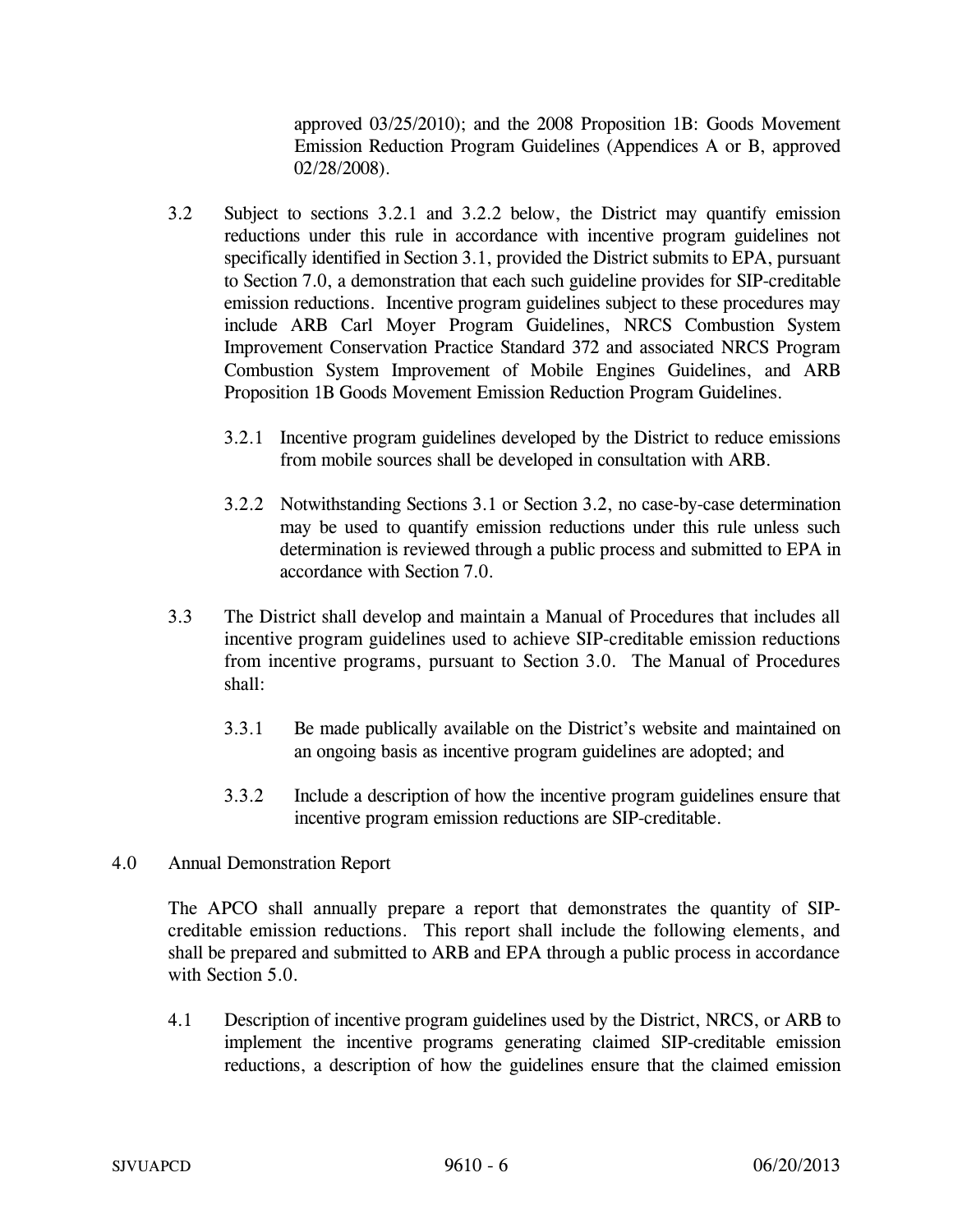approved 03/25/2010); and the 2008 Proposition 1B: Goods Movement Emission Reduction Program Guidelines (Appendices A or B, approved 02/28/2008).

3.2 Subject to sections 3.2.1 and 3.2.2 below, the District may quantify emission reductions under this rule in accordance with incentive program guidelines not specifically identified in Section 3.1, provided the District submits to EPA, pursuant to Section 7.0, a demonstration that each such guideline provides for SIP-creditable emission reductions. Incentive program guidelines subject to these procedures may include ARB Carl Moyer Program Guidelines, NRCS Combustion System Improvement Conservation Practice Standard 372 and associated NRCS Program Combustion System Improvement of Mobile Engines Guidelines, and ARB Proposition 1B Goods Movement Emission Reduction Program Guidelines.

3.2.1 Incentive program guidelines developed by the District to reduce emissions from mobile sources shall be developed in consultation with ARB.

3.2.2 Notwithstanding Sections 3.1 or Section 3.2, no case-by-case determination may be used to quantify emission reductions under this rule unless such determination is reviewed through a public process and submitted to EPA in accordance with Section 7.0.

3.3 The District shall develop and maintain a Manual of Procedures that includes all incentive program guidelines used to achieve SIP-creditable emission reductions from incentive programs, pursuant to Section 3.0. The Manual of Procedures shall:

3.3.1 Be made publically available on the District's website and maintained on an ongoing basis as incentive program guidelines are adopted; and

3.3.2 Include a description of how the incentive program guidelines ensure that incentive program emission reductions are SIP-creditable.

## 4.0 Annual Demonstration Report

The APCO shall annually prepare a report that demonstrates the quantity of SIP-creditable emission reductions. This report shall include the following elements, and shall be prepared and submitted to ARB and EPA through a public process in accordance with Section 5.0.

4.1 Description of incentive program guidelines used by the District, NRCS, or ARB to implement the incentive programs generating claimed SIP-creditable emission reductions, a description of how the guidelines ensure that the claimed emission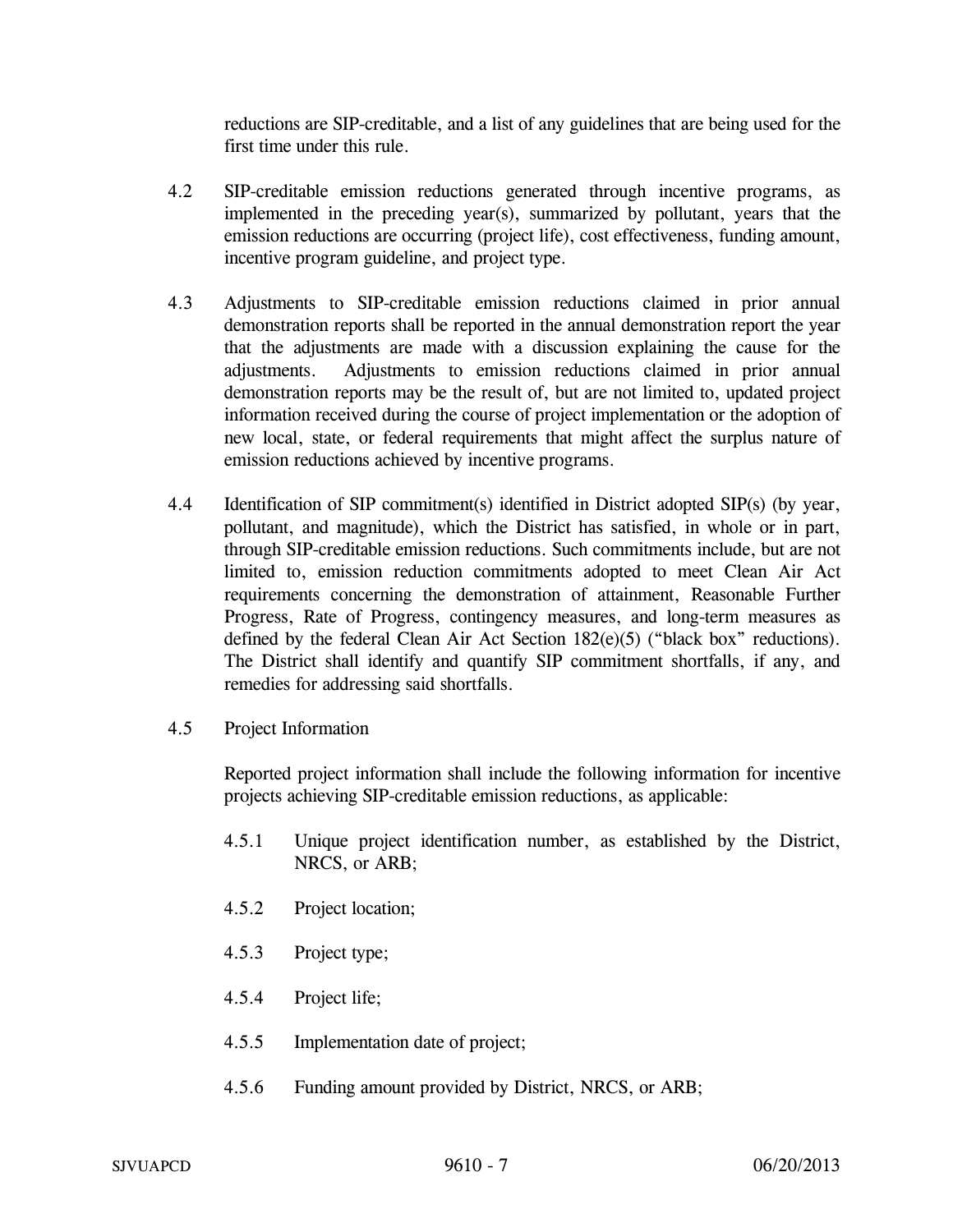reductions are SIP-creditable, and a list of any guidelines that are being used for the first time under this rule.

4.2 SIP-creditable emission reductions generated through incentive programs, as implemented in the preceding year(s), summarized by pollutant, years that the emission reductions are occurring (project life), cost effectiveness, funding amount, incentive program guideline, and project type.

4.3 Adjustments to SIP-creditable emission reductions claimed in prior annual demonstration reports shall be reported in the annual demonstration report the year that the adjustments are made with a discussion explaining the cause for the adjustments. Adjustments to emission reductions claimed in prior annual demonstration reports may be the result of, but are not limited to, updated project information received during the course of project implementation or the adoption of new local, state, or federal requirements that might affect the surplus nature of emission reductions achieved by incentive programs.

4.4 Identification of SIP commitment(s) identified in District adopted SIP(s) (by year, pollutant, and magnitude), which the District has satisfied, in whole or in part, through SIP-creditable emission reductions. Such commitments include, but are not limited to, emission reduction commitments adopted to meet Clean Air Act requirements concerning the demonstration of attainment, Reasonable Further Progress, Rate of Progress, contingency measures, and long-term measures as defined by the federal Clean Air Act Section 182(e)(5) ("black box" reductions). The District shall identify and quantify SIP commitment shortfalls, if any, and remedies for addressing said shortfalls.

4.5 Project Information

Reported project information shall include the following information for incentive projects achieving SIP-creditable emission reductions, as applicable:

4.5.1 Unique project identification number, as established by the District, NRCS, or ARB;

4.5.2 Project location;

4.5.3 Project type;

4.5.4 Project life;

4.5.5 Implementation date of project;

4.5.6 Funding amount provided by District, NRCS, or ARB;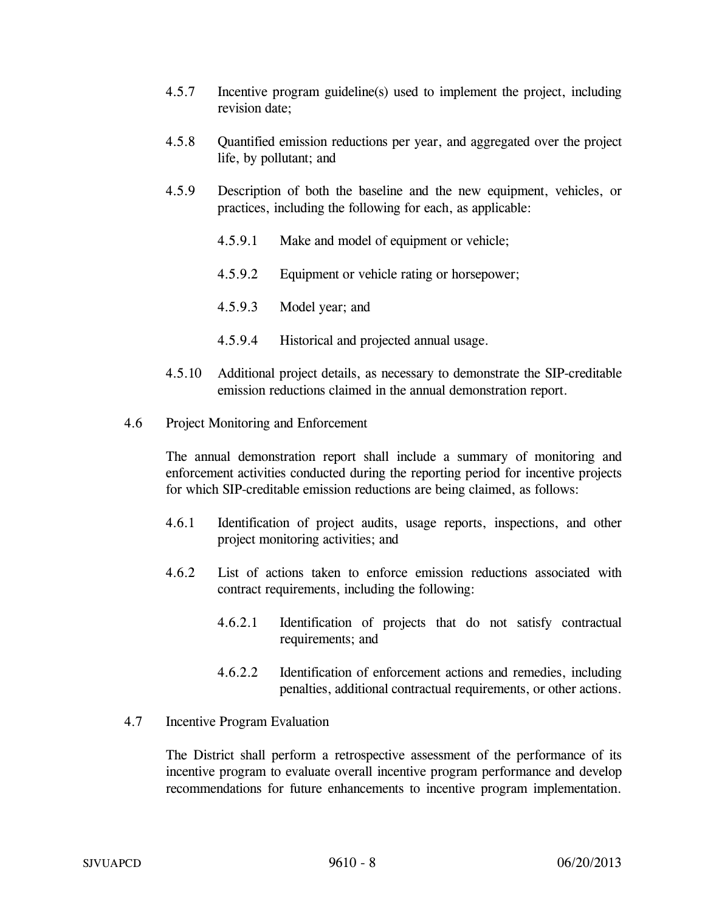4.5.7 Incentive program guideline(s) used to implement the project, including revision date;

4.5.8 Quantified emission reductions per year, and aggregated over the project life, by pollutant; and

4.5.9 Description of both the baseline and the new equipment, vehicles, or practices, including the following for each, as applicable:

4.5.9.1 Make and model of equipment or vehicle;

4.5.9.2 Equipment or vehicle rating or horsepower;

4.5.9.3 Model year; and

4.5.9.4 Historical and projected annual usage.

4.5.10 Additional project details, as necessary to demonstrate the SIP-creditable emission reductions claimed in the annual demonstration report.

4.6 Project Monitoring and Enforcement

The annual demonstration report shall include a summary of monitoring and enforcement activities conducted during the reporting period for incentive projects for which SIP-creditable emission reductions are being claimed, as follows:

4.6.1 Identification of project audits, usage reports, inspections, and other project monitoring activities; and

4.6.2 List of actions taken to enforce emission reductions associated with contract requirements, including the following:

4.6.2.1 Identification of projects that do not satisfy contractual requirements; and

4.6.2.2 Identification of enforcement actions and remedies, including penalties, additional contractual requirements, or other actions.

4.7 Incentive Program Evaluation

The District shall perform a retrospective assessment of the performance of its incentive program to evaluate overall incentive program performance and develop recommendations for future enhancements to incentive program implementation.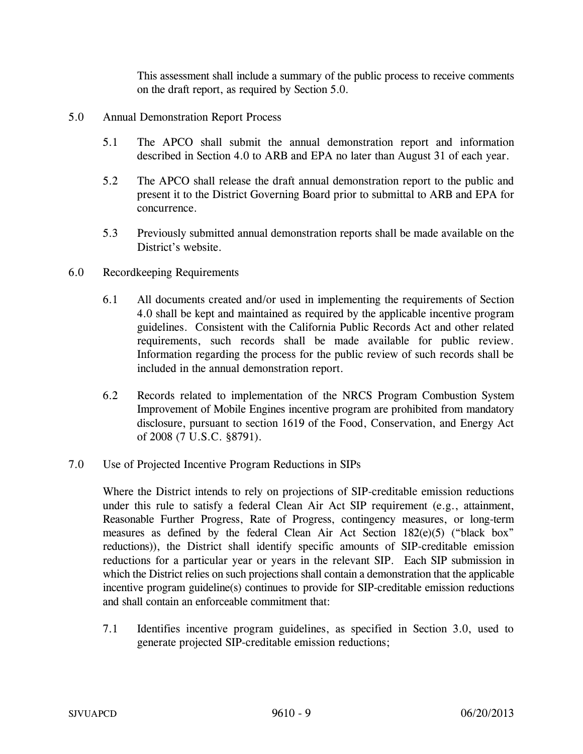This assessment shall include a summary of the public process to receive comments on the draft report, as required by Section 5.0.

## 5.0 Annual Demonstration Report Process

5.1 The APCO shall submit the annual demonstration report and information described in Section 4.0 to ARB and EPA no later than August 31 of each year.

5.2 The APCO shall release the draft annual demonstration report to the public and present it to the District Governing Board prior to submittal to ARB and EPA for concurrence.

5.3 Previously submitted annual demonstration reports shall be made available on the District's website.

## 6.0 Recordkeeping Requirements

6.1 All documents created and/or used in implementing the requirements of Section 4.0 shall be kept and maintained as required by the applicable incentive program guidelines. Consistent with the California Public Records Act and other related requirements, such records shall be made available for public review. Information regarding the process for the public review of such records shall be included in the annual demonstration report.

6.2 Records related to implementation of the NRCS Program Combustion System Improvement of Mobile Engines incentive program are prohibited from mandatory disclosure, pursuant to section 1619 of the Food, Conservation, and Energy Act of 2008 (7 U.S.C. §8791).

## 7.0 Use of Projected Incentive Program Reductions in SIPs

Where the District intends to rely on projections of SIP-creditable emission reductions under this rule to satisfy a federal Clean Air Act SIP requirement (e.g., attainment, Reasonable Further Progress, Rate of Progress, contingency measures, or long-term measures as defined by the federal Clean Air Act Section 182(e)(5) ("black box" reductions)), the District shall identify specific amounts of SIP-creditable emission reductions for a particular year or years in the relevant SIP. Each SIP submission in which the District relies on such projections shall contain a demonstration that the applicable incentive program guideline(s) continues to provide for SIP-creditable emission reductions and shall contain an enforceable commitment that:

7.1 Identifies incentive program guidelines, as specified in Section 3.0, used to generate projected SIP-creditable emission reductions;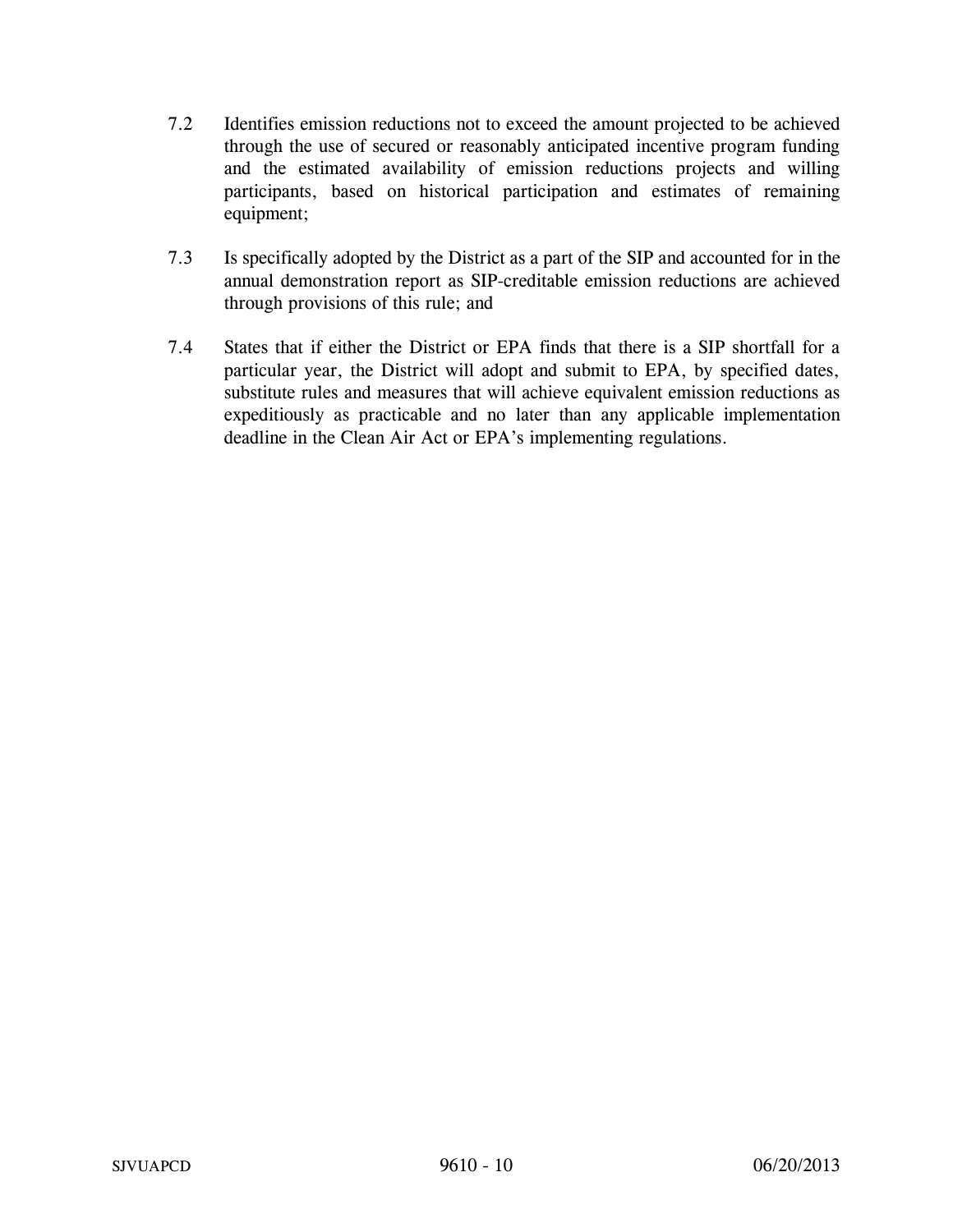7.2 Identifies emission reductions not to exceed the amount projected to be achieved through the use of secured or reasonably anticipated incentive program funding and the estimated availability of emission reductions projects and willing participants, based on historical participation and estimates of remaining equipment;

7.3 Is specifically adopted by the District as a part of the SIP and accounted for in the annual demonstration report as SIP-creditable emission reductions are achieved through provisions of this rule; and

7.4 States that if either the District or EPA finds that there is a SIP shortfall for a particular year, the District will adopt and submit to EPA, by specified dates, substitute rules and measures that will achieve equivalent emission reductions as expeditiously as practicable and no later than any applicable implementation deadline in the Clean Air Act or EPA's implementing regulations.